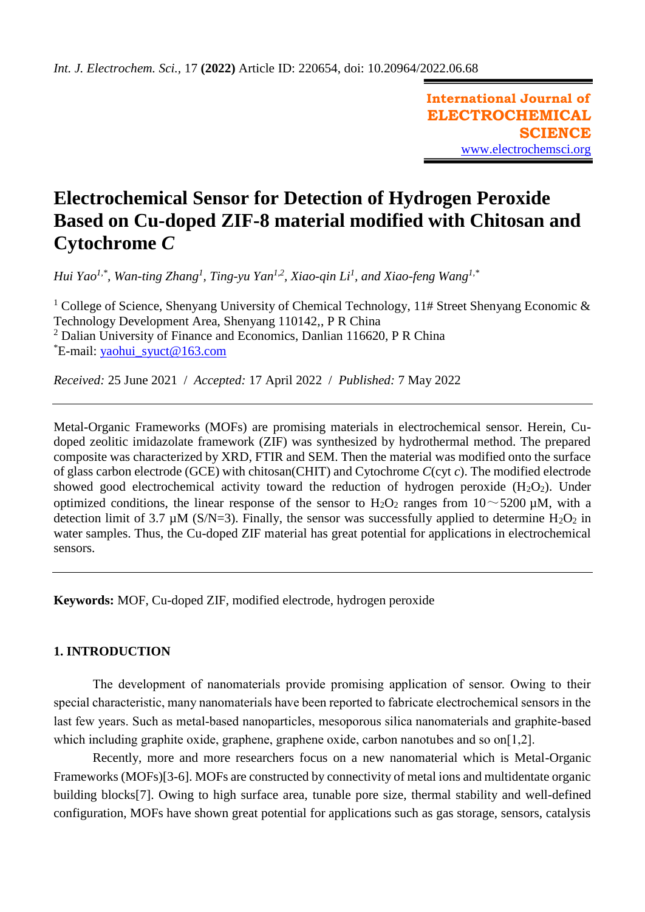Int. J. Electrochem. Sci., 17 **(2022)** Article ID: 220654, doi: 10.20964/2022.06.68

**International Journal of ELECTROCHEMICAL SCIENCE**
www.electrochemsci.org

# Electrochemical Sensor for Detection of Hydrogen Peroxide Based on Cu-doped ZIF-8 material modified with Chitosan and Cytochrome *C*

*Hui Yao[1,*], Wan-ting Zhang[1], Ting-yu Yan[1,2], Xiao-qin Li[1], and Xiao-feng Wang[1,*]*

[1] College of Science, Shenyang University of Chemical Technology, 11# Street Shenyang Economic & Technology Development Area, Shenyang 110142,, P R China
[2] Dalian University of Finance and Economics, Danlian 116620, P R China
[*]E-mail: yaohui_syuct@163.com

*Received:* 25 June 2021 / *Accepted:* 17 April 2022 / *Published:* 7 May 2022

Metal-Organic Frameworks (MOFs) are promising materials in electrochemical sensor. Herein, Cu-doped zeolitic imidazolate framework (ZIF) was synthesized by hydrothermal method. The prepared composite was characterized by XRD, FTIR and SEM. Then the material was modified onto the surface of glass carbon electrode (GCE) with chitosan(CHIT) and Cytochrome *C*(cyt *c*). The modified electrode showed good electrochemical activity toward the reduction of hydrogen peroxide ($H_2O_2$). Under optimized conditions, the linear response of the sensor to $H_2O_2$ ranges from 10～5200 μM, with a detection limit of 3.7 μM (S/N=3). Finally, the sensor was successfully applied to determine $H_2O_2$ in water samples. Thus, the Cu-doped ZIF material has great potential for applications in electrochemical sensors.

**Keywords:** MOF, Cu-doped ZIF, modified electrode, hydrogen peroxide

## 1. INTRODUCTION

The development of nanomaterials provide promising application of sensor. Owing to their special characteristic, many nanomaterials have been reported to fabricate electrochemical sensors in the last few years. Such as metal-based nanoparticles, mesoporous silica nanomaterials and graphite-based which including graphite oxide, graphene, graphene oxide, carbon nanotubes and so on[1,2].

Recently, more and more researchers focus on a new nanomaterial which is Metal-Organic Frameworks (MOFs)[3-6]. MOFs are constructed by connectivity of metal ions and multidentate organic building blocks[7]. Owing to high surface area, tunable pore size, thermal stability and well-defined configuration, MOFs have shown great potential for applications such as gas storage, sensors, catalysis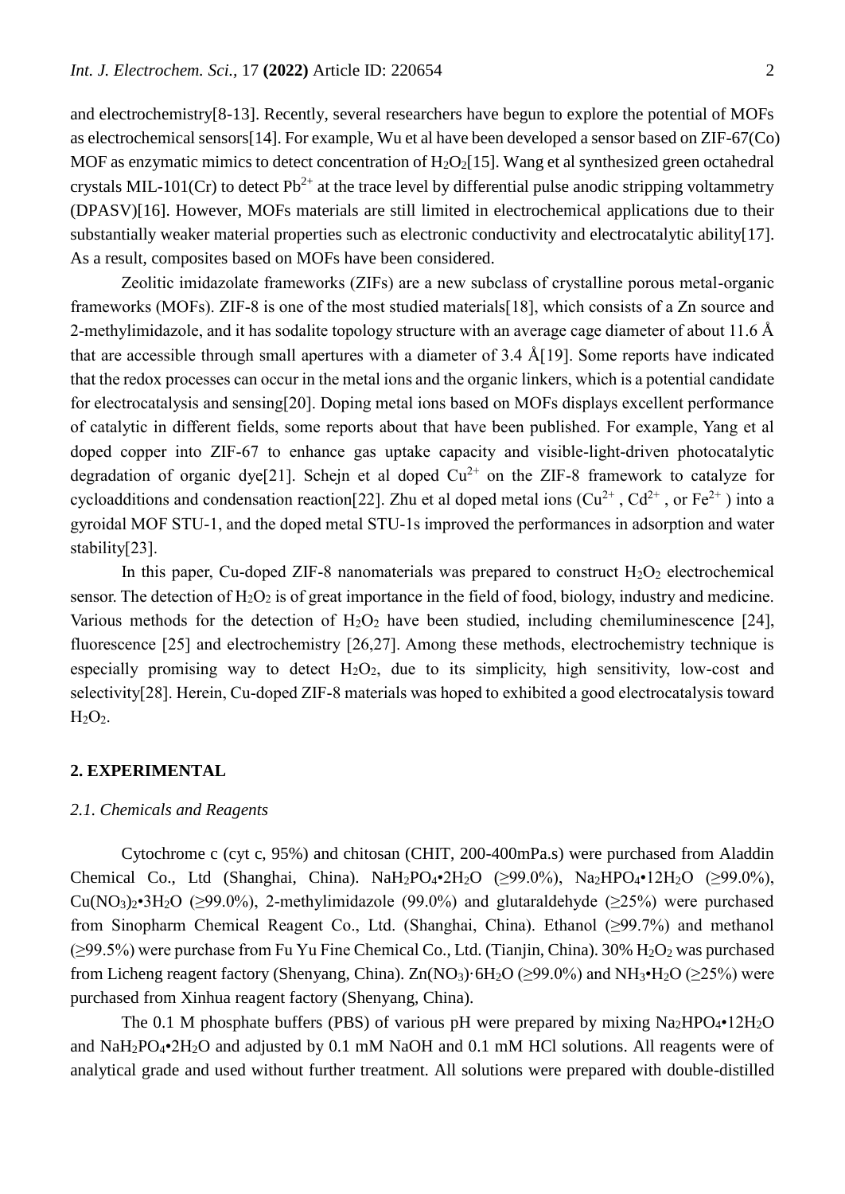and electrochemistry[8-13]. Recently, several researchers have begun to explore the potential of MOFs as electrochemical sensors[14]. For example, Wu et al have been developed a sensor based on ZIF-67(Co) MOF as enzymatic mimics to detect concentration of $H_2O_2$[15]. Wang et al synthesized green octahedral crystals MIL-101(Cr) to detect $Pb^{2+}$ at the trace level by differential pulse anodic stripping voltammetry (DPASV)[16]. However, MOFs materials are still limited in electrochemical applications due to their substantially weaker material properties such as electronic conductivity and electrocatalytic ability[17]. As a result, composites based on MOFs have been considered.

Zeolitic imidazolate frameworks (ZIFs) are a new subclass of crystalline porous metal-organic frameworks (MOFs). ZIF-8 is one of the most studied materials[18], which consists of a Zn source and 2-methylimidazole, and it has sodalite topology structure with an average cage diameter of about 11.6 Å that are accessible through small apertures with a diameter of 3.4 Å[19]. Some reports have indicated that the redox processes can occur in the metal ions and the organic linkers, which is a potential candidate for electrocatalysis and sensing[20]. Doping metal ions based on MOFs displays excellent performance of catalytic in different fields, some reports about that have been published. For example, Yang et al doped copper into ZIF-67 to enhance gas uptake capacity and visible-light-driven photocatalytic degradation of organic dye[21]. Schejn et al doped $Cu^{2+}$ on the ZIF-8 framework to catalyze for cycloadditions and condensation reaction[22]. Zhu et al doped metal ions ($Cu^{2+}$, $Cd^{2+}$, or $Fe^{2+}$) into a gyroidal MOF STU-1, and the doped metal STU-1s improved the performances in adsorption and water stability[23].

In this paper, Cu-doped ZIF-8 nanomaterials was prepared to construct $H_2O_2$ electrochemical sensor. The detection of $H_2O_2$ is of great importance in the field of food, biology, industry and medicine. Various methods for the detection of $H_2O_2$ have been studied, including chemiluminescence [24], fluorescence [25] and electrochemistry [26,27]. Among these methods, electrochemistry technique is especially promising way to detect $H_2O_2$, due to its simplicity, high sensitivity, low-cost and selectivity[28]. Herein, Cu-doped ZIF-8 materials was hoped to exhibited a good electrocatalysis toward $H_2O_2$.

## 2. EXPERIMENTAL

### *2.1. Chemicals and Reagents*

Cytochrome c (cyt c, 95%) and chitosan (CHIT, 200-400mPa.s) were purchased from Aladdin Chemical Co., Ltd (Shanghai, China). $NaH_2PO_4$•$2H_2O$ (≥99.0%), $Na_2HPO_4$•$12H_2O$ (≥99.0%), $Cu(NO_3)_2$•$3H_2O$ (≥99.0%), 2-methylimidazole (99.0%) and glutaraldehyde (≥25%) were purchased from Sinopharm Chemical Reagent Co., Ltd. (Shanghai, China). Ethanol (≥99.7%) and methanol (≥99.5%) were purchase from Fu Yu Fine Chemical Co., Ltd. (Tianjin, China). 30% $H_2O_2$ was purchased from Licheng reagent factory (Shenyang, China). $Zn(NO_3)$·$6H_2O$ (≥99.0%) and $NH_3$•$H_2O$ (≥25%) were purchased from Xinhua reagent factory (Shenyang, China).

The 0.1 M phosphate buffers (PBS) of various pH were prepared by mixing $Na_2HPO_4$•$12H_2O$ and $NaH_2PO_4$•$2H_2O$ and adjusted by 0.1 mM NaOH and 0.1 mM HCl solutions. All reagents were of analytical grade and used without further treatment. All solutions were prepared with double-distilled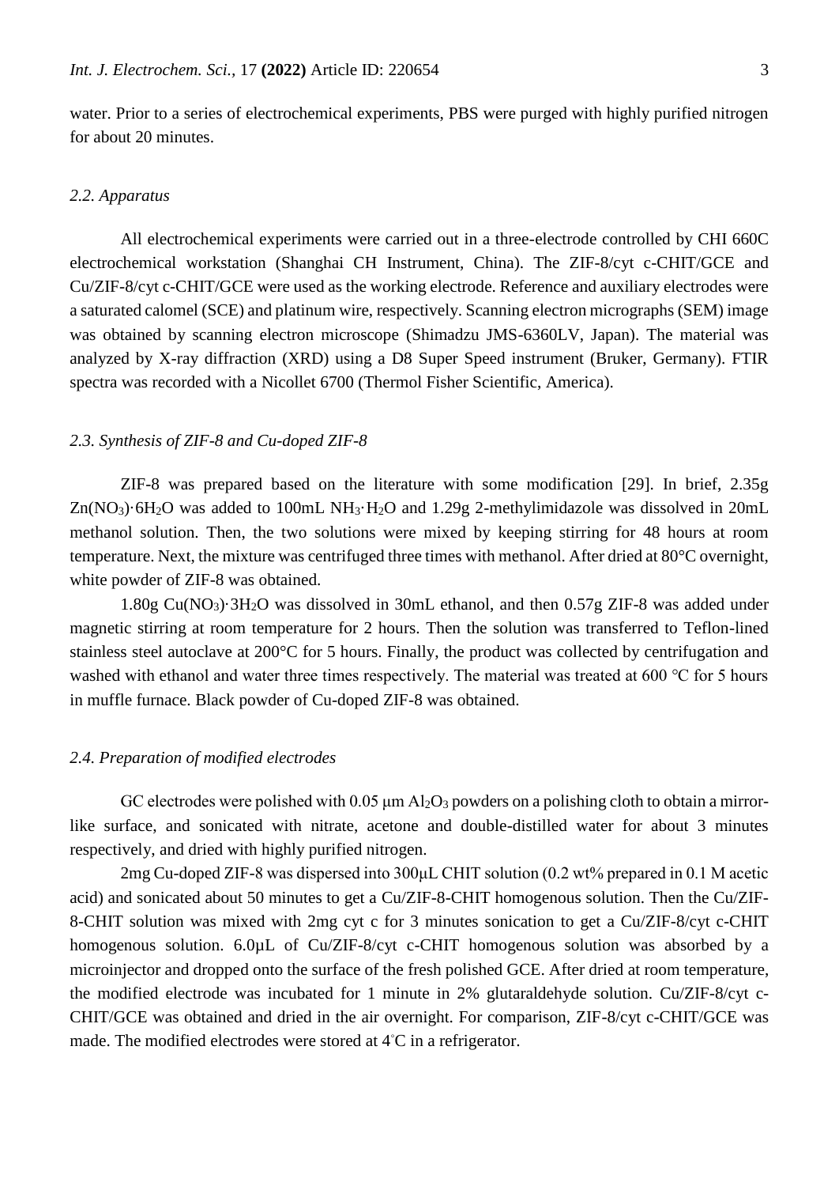water. Prior to a series of electrochemical experiments, PBS were purged with highly purified nitrogen for about 20 minutes.

### *2.2. Apparatus*

All electrochemical experiments were carried out in a three-electrode controlled by CHI 660C electrochemical workstation (Shanghai CH Instrument, China). The ZIF-8/cyt c-CHIT/GCE and Cu/ZIF-8/cyt c-CHIT/GCE were used as the working electrode. Reference and auxiliary electrodes were a saturated calomel (SCE) and platinum wire, respectively. Scanning electron micrographs (SEM) image was obtained by scanning electron microscope (Shimadzu JMS-6360LV, Japan). The material was analyzed by X-ray diffraction (XRD) using a D8 Super Speed instrument (Bruker, Germany). FTIR spectra was recorded with a Nicollet 6700 (Thermol Fisher Scientific, America).

### *2.3. Synthesis of ZIF-8 and Cu-doped ZIF-8*

ZIF-8 was prepared based on the literature with some modification [29]. In brief, 2.35g $Zn(NO_3){\cdot}6H_2O$ was added to 100mL $NH_3{\cdot}H_2O$ and 1.29g 2-methylimidazole was dissolved in 20mL methanol solution. Then, the two solutions were mixed by keeping stirring for 48 hours at room temperature. Next, the mixture was centrifuged three times with methanol. After dried at 80°C overnight, white powder of ZIF-8 was obtained.

1.80g $Cu(NO_3){\cdot}3H_2O$ was dissolved in 30mL ethanol, and then 0.57g ZIF-8 was added under magnetic stirring at room temperature for 2 hours. Then the solution was transferred to Teflon-lined stainless steel autoclave at 200°C for 5 hours. Finally, the product was collected by centrifugation and washed with ethanol and water three times respectively. The material was treated at 600 ℃ for 5 hours in muffle furnace. Black powder of Cu-doped ZIF-8 was obtained.

### *2.4. Preparation of modified electrodes*

GC electrodes were polished with 0.05 μm $Al_2O_3$ powders on a polishing cloth to obtain a mirror-like surface, and sonicated with nitrate, acetone and double-distilled water for about 3 minutes respectively, and dried with highly purified nitrogen.

2mg Cu-doped ZIF-8 was dispersed into 300μL CHIT solution (0.2 wt% prepared in 0.1 M acetic acid) and sonicated about 50 minutes to get a Cu/ZIF-8-CHIT homogenous solution. Then the Cu/ZIF-8-CHIT solution was mixed with 2mg cyt c for 3 minutes sonication to get a Cu/ZIF-8/cyt c-CHIT homogenous solution. 6.0μL of Cu/ZIF-8/cyt c-CHIT homogenous solution was absorbed by a microinjector and dropped onto the surface of the fresh polished GCE. After dried at room temperature, the modified electrode was incubated for 1 minute in 2% glutaraldehyde solution. Cu/ZIF-8/cyt c-CHIT/GCE was obtained and dried in the air overnight. For comparison, ZIF-8/cyt c-CHIT/GCE was made. The modified electrodes were stored at 4°C in a refrigerator.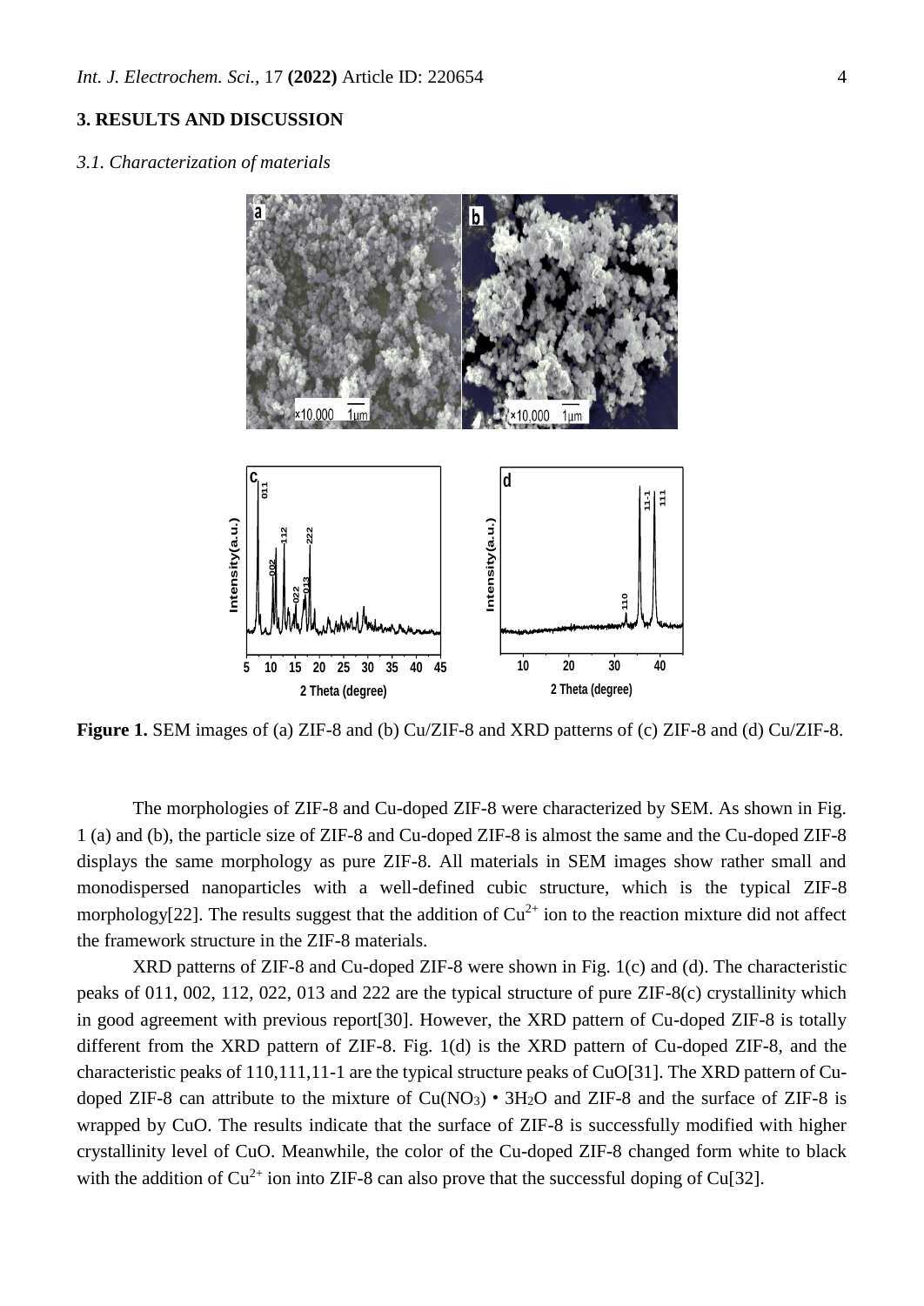## 3. RESULTS AND DISCUSSION

### *3.1. Characterization of materials*

**Figure 1.** SEM images of (a) ZIF-8 and (b) Cu/ZIF-8 and XRD patterns of (c) ZIF-8 and (d) Cu/ZIF-8.

The morphologies of ZIF-8 and Cu-doped ZIF-8 were characterized by SEM. As shown in Fig. 1 (a) and (b), the particle size of ZIF-8 and Cu-doped ZIF-8 is almost the same and the Cu-doped ZIF-8 displays the same morphology as pure ZIF-8. All materials in SEM images show rather small and monodispersed nanoparticles with a well-defined cubic structure, which is the typical ZIF-8 morphology[22]. The results suggest that the addition of $Cu^{2+}$ ion to the reaction mixture did not affect the framework structure in the ZIF-8 materials.

XRD patterns of ZIF-8 and Cu-doped ZIF-8 were shown in Fig. 1(c) and (d). The characteristic peaks of 011, 002, 112, 022, 013 and 222 are the typical structure of pure ZIF-8(c) crystallinity which in good agreement with previous report[30]. However, the XRD pattern of Cu-doped ZIF-8 is totally different from the XRD pattern of ZIF-8. Fig. 1(d) is the XRD pattern of Cu-doped ZIF-8, and the characteristic peaks of 110,111,11-1 are the typical structure peaks of CuO[31]. The XRD pattern of Cu-doped ZIF-8 can attribute to the mixture of $Cu(NO_3) \cdot 3H_2O$ and ZIF-8 and the surface of ZIF-8 is wrapped by CuO. The results indicate that the surface of ZIF-8 is successfully modified with higher crystallinity level of CuO. Meanwhile, the color of the Cu-doped ZIF-8 changed form white to black with the addition of $Cu^{2+}$ ion into ZIF-8 can also prove that the successful doping of Cu[32].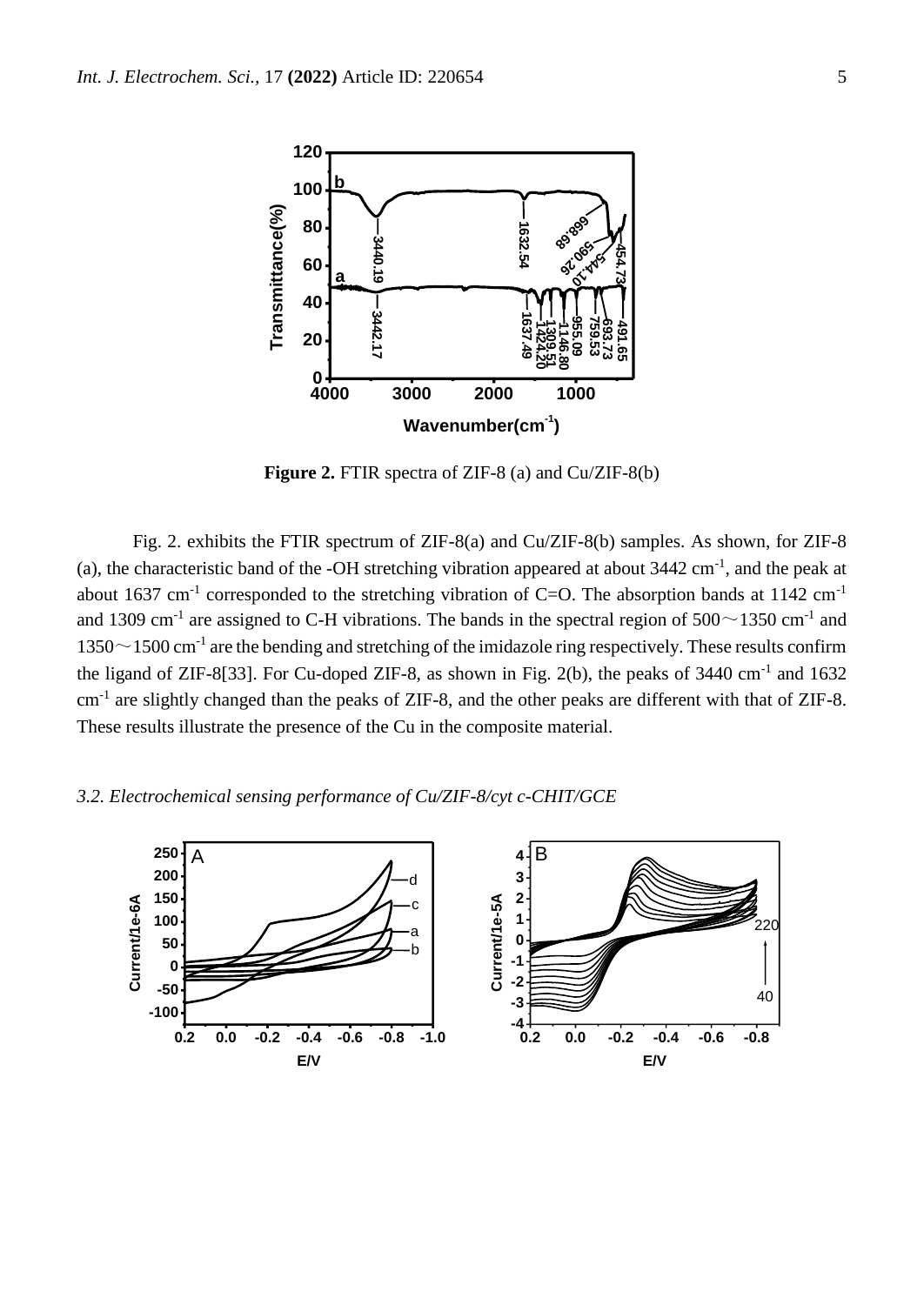**Figure 2.** FTIR spectra of ZIF-8 (a) and Cu/ZIF-8(b)

Fig. 2. exhibits the FTIR spectrum of ZIF-8(a) and Cu/ZIF-8(b) samples. As shown, for ZIF-8 (a), the characteristic band of the -OH stretching vibration appeared at about 3442 $cm^{-1}$, and the peak at about 1637 $cm^{-1}$ corresponded to the stretching vibration of C=O. The absorption bands at 1142 $cm^{-1}$ and 1309 $cm^{-1}$ are assigned to C-H vibrations. The bands in the spectral region of 500～1350 $cm^{-1}$ and 1350～1500 $cm^{-1}$ are the bending and stretching of the imidazole ring respectively. These results confirm the ligand of ZIF-8[33]. For Cu-doped ZIF-8, as shown in Fig. 2(b), the peaks of 3440 $cm^{-1}$ and 1632 $cm^{-1}$ are slightly changed than the peaks of ZIF-8, and the other peaks are different with that of ZIF-8. These results illustrate the presence of the Cu in the composite material.

### *3.2. Electrochemical sensing performance of Cu/ZIF-8/cyt c-CHIT/GCE*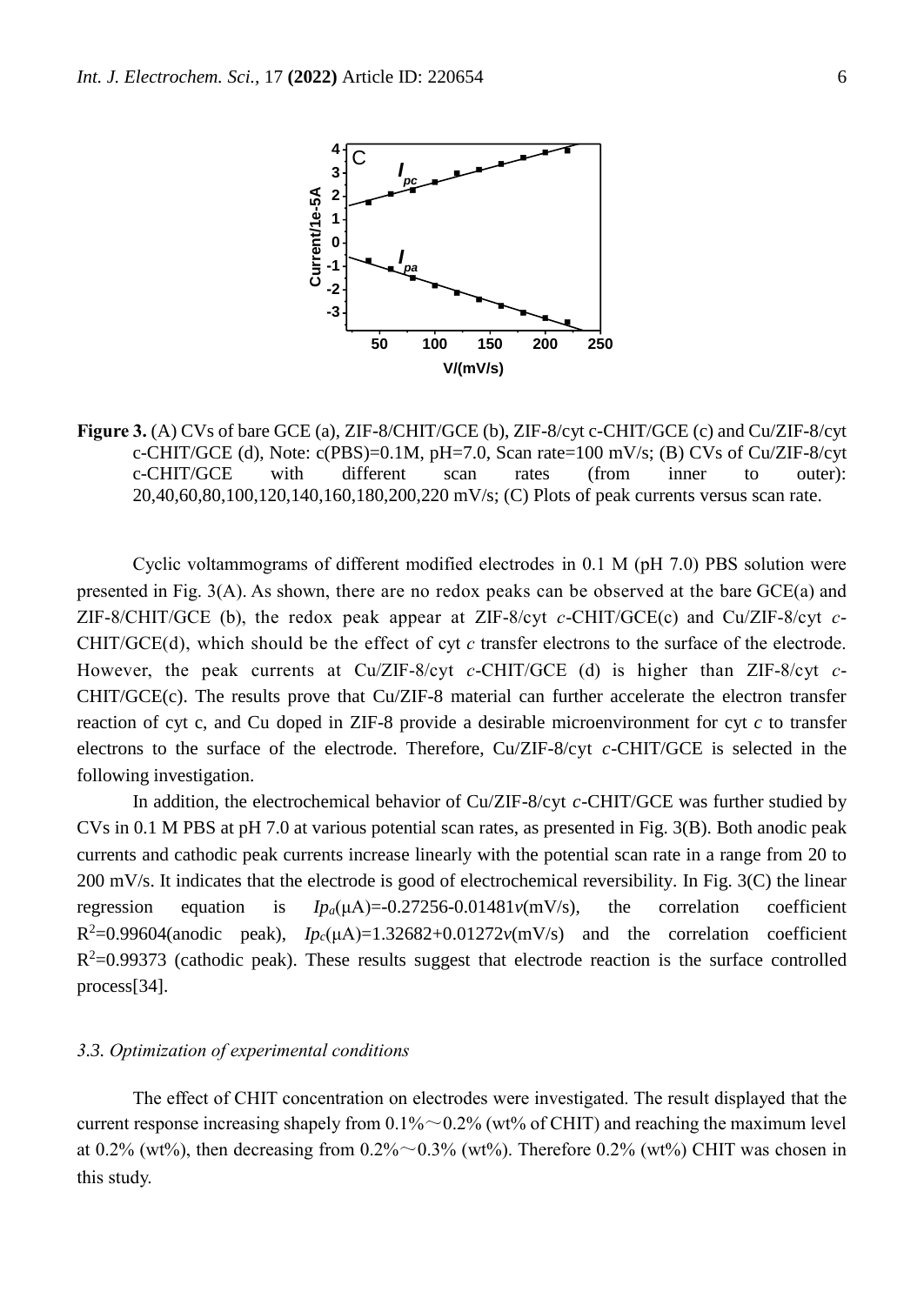**Figure 3.** (A) CVs of bare GCE (a), ZIF-8/CHIT/GCE (b), ZIF-8/cyt c-CHIT/GCE (c) and Cu/ZIF-8/cyt c-CHIT/GCE (d), Note: c(PBS)=0.1M, pH=7.0, Scan rate=100 mV/s; (B) CVs of Cu/ZIF-8/cyt c-CHIT/GCE with different scan rates (from inner to outer): 20,40,60,80,100,120,140,160,180,200,220 mV/s; (C) Plots of peak currents versus scan rate.

Cyclic voltammograms of different modified electrodes in 0.1 M (pH 7.0) PBS solution were presented in Fig. 3(A). As shown, there are no redox peaks can be observed at the bare GCE(a) and ZIF-8/CHIT/GCE (b), the redox peak appear at ZIF-8/cyt *c*-CHIT/GCE(c) and Cu/ZIF-8/cyt *c*-CHIT/GCE(d), which should be the effect of cyt *c* transfer electrons to the surface of the electrode. However, the peak currents at Cu/ZIF-8/cyt *c*-CHIT/GCE (d) is higher than ZIF-8/cyt *c*-CHIT/GCE(c). The results prove that Cu/ZIF-8 material can further accelerate the electron transfer reaction of cyt c, and Cu doped in ZIF-8 provide a desirable microenvironment for cyt *c* to transfer electrons to the surface of the electrode. Therefore, Cu/ZIF-8/cyt *c*-CHIT/GCE is selected in the following investigation.

In addition, the electrochemical behavior of Cu/ZIF-8/cyt *c*-CHIT/GCE was further studied by CVs in 0.1 M PBS at pH 7.0 at various potential scan rates, as presented in Fig. 3(B). Both anodic peak currents and cathodic peak currents increase linearly with the potential scan rate in a range from 20 to 200 mV/s. It indicates that the electrode is good of electrochemical reversibility. In Fig. 3(C) the linear regression equation is $Ip_a$(μA)=-0.27256-0.01481$v$(mV/s), the correlation coefficient $R^2$=0.99604(anodic peak), $Ip_c$(μA)=1.32682+0.01272$v$(mV/s) and the correlation coefficient $R^2$=0.99373 (cathodic peak). These results suggest that electrode reaction is the surface controlled process[34].

### *3.3. Optimization of experimental conditions*

The effect of CHIT concentration on electrodes were investigated. The result displayed that the current response increasing shapely from 0.1%～0.2% (wt% of CHIT) and reaching the maximum level at 0.2% (wt%), then decreasing from 0.2%～0.3% (wt%). Therefore 0.2% (wt%) CHIT was chosen in this study.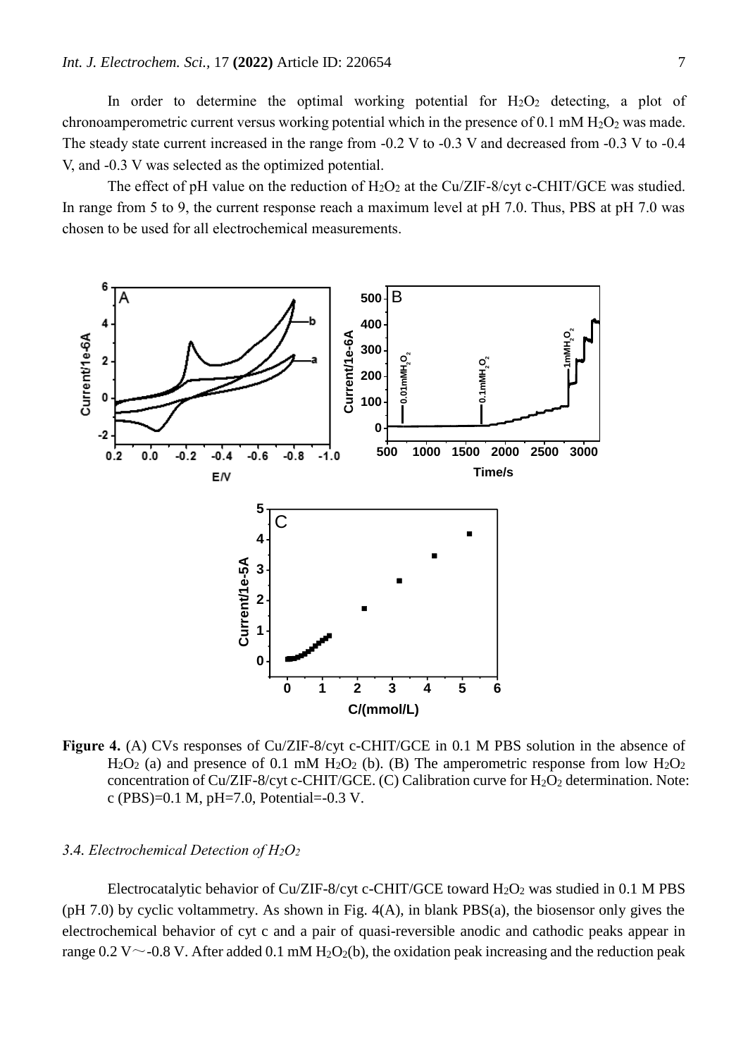In order to determine the optimal working potential for $H_2O_2$ detecting, a plot of chronoamperometric current versus working potential which in the presence of 0.1 mM $H_2O_2$ was made. The steady state current increased in the range from -0.2 V to -0.3 V and decreased from -0.3 V to -0.4 V, and -0.3 V was selected as the optimized potential.

The effect of pH value on the reduction of $H_2O_2$ at the Cu/ZIF-8/cyt c-CHIT/GCE was studied. In range from 5 to 9, the current response reach a maximum level at pH 7.0. Thus, PBS at pH 7.0 was chosen to be used for all electrochemical measurements.

**Figure 4.** (A) CVs responses of Cu/ZIF-8/cyt c-CHIT/GCE in 0.1 M PBS solution in the absence of $H_2O_2$ (a) and presence of 0.1 mM $H_2O_2$ (b). (B) The amperometric response from low $H_2O_2$ concentration of Cu/ZIF-8/cyt c-CHIT/GCE. (C) Calibration curve for $H_2O_2$ determination. Note: c (PBS)=0.1 M, pH=7.0, Potential=-0.3 V.

### *3.4. Electrochemical Detection of $H_2O_2$*

Electrocatalytic behavior of Cu/ZIF-8/cyt c-CHIT/GCE toward $H_2O_2$ was studied in 0.1 M PBS (pH 7.0) by cyclic voltammetry. As shown in Fig. 4(A), in blank PBS(a), the biosensor only gives the electrochemical behavior of cyt c and a pair of quasi-reversible anodic and cathodic peaks appear in range 0.2 V～-0.8 V. After added 0.1 mM $H_2O_2$(b), the oxidation peak increasing and the reduction peak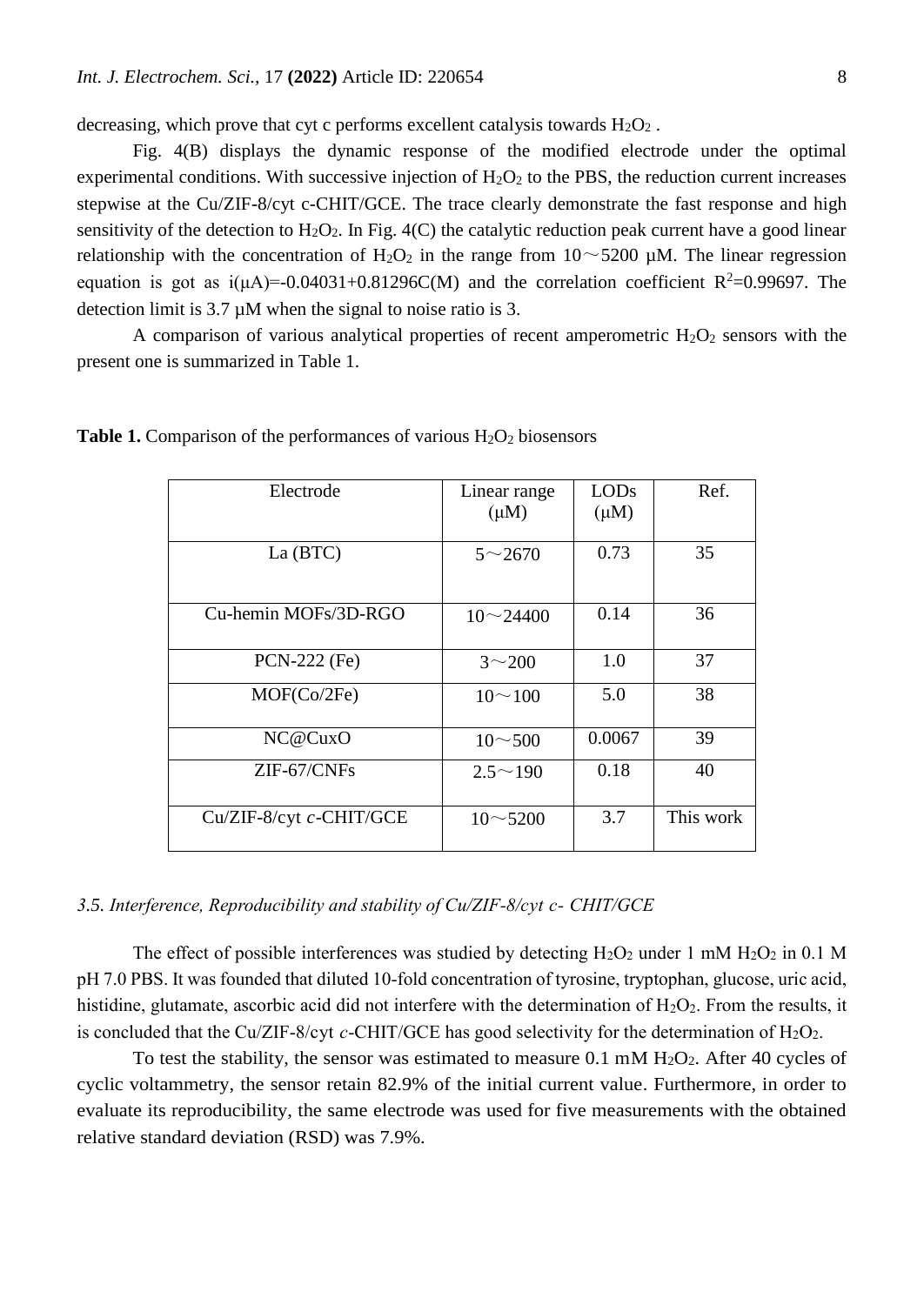decreasing, which prove that cyt c performs excellent catalysis towards $H_2O_2$ .

Fig. 4(B) displays the dynamic response of the modified electrode under the optimal experimental conditions. With successive injection of $H_2O_2$ to the PBS, the reduction current increases stepwise at the Cu/ZIF-8/cyt c-CHIT/GCE. The trace clearly demonstrate the fast response and high sensitivity of the detection to $H_2O_2$. In Fig. 4(C) the catalytic reduction peak current have a good linear relationship with the concentration of $H_2O_2$ in the range from 10～5200 μM. The linear regression equation is got as i(μA)=-0.04031+0.81296C(M) and the correlation coefficient $R^2$=0.99697. The detection limit is 3.7 μM when the signal to noise ratio is 3.

A comparison of various analytical properties of recent amperometric $H_2O_2$ sensors with the present one is summarized in Table 1.

**Table 1.** Comparison of the performances of various $H_2O_2$ biosensors

| Electrode | Linear range (μM) | LODs (μM) | Ref. |
|---|---|---|---|
| La (BTC) | 5～2670 | 0.73 | 35 |
| Cu-hemin MOFs/3D-RGO | 10～24400 | 0.14 | 36 |
| PCN-222 (Fe) | 3～200 | 1.0 | 37 |
| MOF(Co/2Fe) | 10～100 | 5.0 | 38 |
| NC@CuxO | 10～500 | 0.0067 | 39 |
| ZIF-67/CNFs | 2.5～190 | 0.18 | 40 |
| Cu/ZIF-8/cyt *c*-CHIT/GCE | 10～5200 | 3.7 | This work |

### *3.5. Interference, Reproducibility and stability of Cu/ZIF-8/cyt c- CHIT/GCE*

The effect of possible interferences was studied by detecting $H_2O_2$ under 1 mM $H_2O_2$ in 0.1 M pH 7.0 PBS. It was founded that diluted 10-fold concentration of tyrosine, tryptophan, glucose, uric acid, histidine, glutamate, ascorbic acid did not interfere with the determination of $H_2O_2$. From the results, it is concluded that the Cu/ZIF-8/cyt *c*-CHIT/GCE has good selectivity for the determination of $H_2O_2$.

To test the stability, the sensor was estimated to measure 0.1 mM $H_2O_2$. After 40 cycles of cyclic voltammetry, the sensor retain 82.9% of the initial current value. Furthermore, in order to evaluate its reproducibility, the same electrode was used for five measurements with the obtained relative standard deviation (RSD) was 7.9%.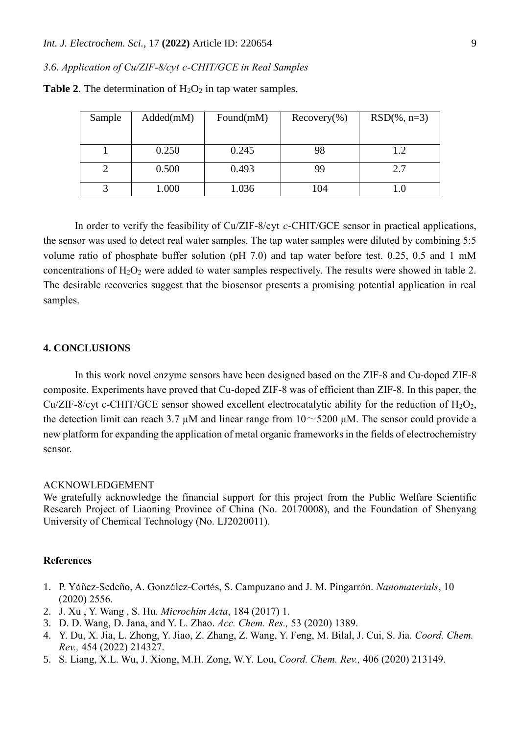### 3.6. Application of Cu/ZIF-8/cyt c-CHIT/GCE in Real Samples

**Table 2**. The determination of $H_2O_2$ in tap water samples.

| Sample | Added(mM) | Found(mM) | Recovery(%) | RSD(%, n=3) |
|---|---|---|---|---|
| 1 | 0.250 | 0.245 | 98 | 1.2 |
| 2 | 0.500 | 0.493 | 99 | 2.7 |
| 3 | 1.000 | 1.036 | 104 | 1.0 |

In order to verify the feasibility of Cu/ZIF-8/cyt *c*-CHIT/GCE sensor in practical applications, the sensor was used to detect real water samples. The tap water samples were diluted by combining 5:5 volume ratio of phosphate buffer solution (pH 7.0) and tap water before test. 0.25, 0.5 and 1 mM concentrations of $H_2O_2$ were added to water samples respectively. The results were showed in table 2. The desirable recoveries suggest that the biosensor presents a promising potential application in real samples.

## 4. CONCLUSIONS

In this work novel enzyme sensors have been designed based on the ZIF-8 and Cu-doped ZIF-8 composite. Experiments have proved that Cu-doped ZIF-8 was of efficient than ZIF-8. In this paper, the Cu/ZIF-8/cyt c-CHIT/GCE sensor showed excellent electrocatalytic ability for the reduction of $H_2O_2$, the detection limit can reach 3.7 μM and linear range from 10～5200 μM. The sensor could provide a new platform for expanding the application of metal organic frameworks in the fields of electrochemistry sensor.

ACKNOWLEDGEMENT

We gratefully acknowledge the financial support for this project from the Public Welfare Scientific Research Project of Liaoning Province of China (No. 20170008), and the Foundation of Shenyang University of Chemical Technology (No. LJ2020011).

### References

1. P. Yáñez-Sedeño, A. González-Cortés, S. Campuzano and J. M. Pingarrón. *Nanomaterials*, 10 (2020) 2556.
2. J. Xu , Y. Wang , S. Hu. *Microchim Acta*, 184 (2017) 1.
3. D. D. Wang, D. Jana, and Y. L. Zhao. *Acc. Chem. Res.,* 53 (2020) 1389.
4. Y. Du, X. Jia, L. Zhong, Y. Jiao, Z. Zhang, Z. Wang, Y. Feng, M. Bilal, J. Cui, S. Jia. *Coord. Chem. Rev.,* 454 (2022) 214327.
5. S. Liang, X.L. Wu, J. Xiong, M.H. Zong, W.Y. Lou, *Coord. Chem. Rev.,* 406 (2020) 213149.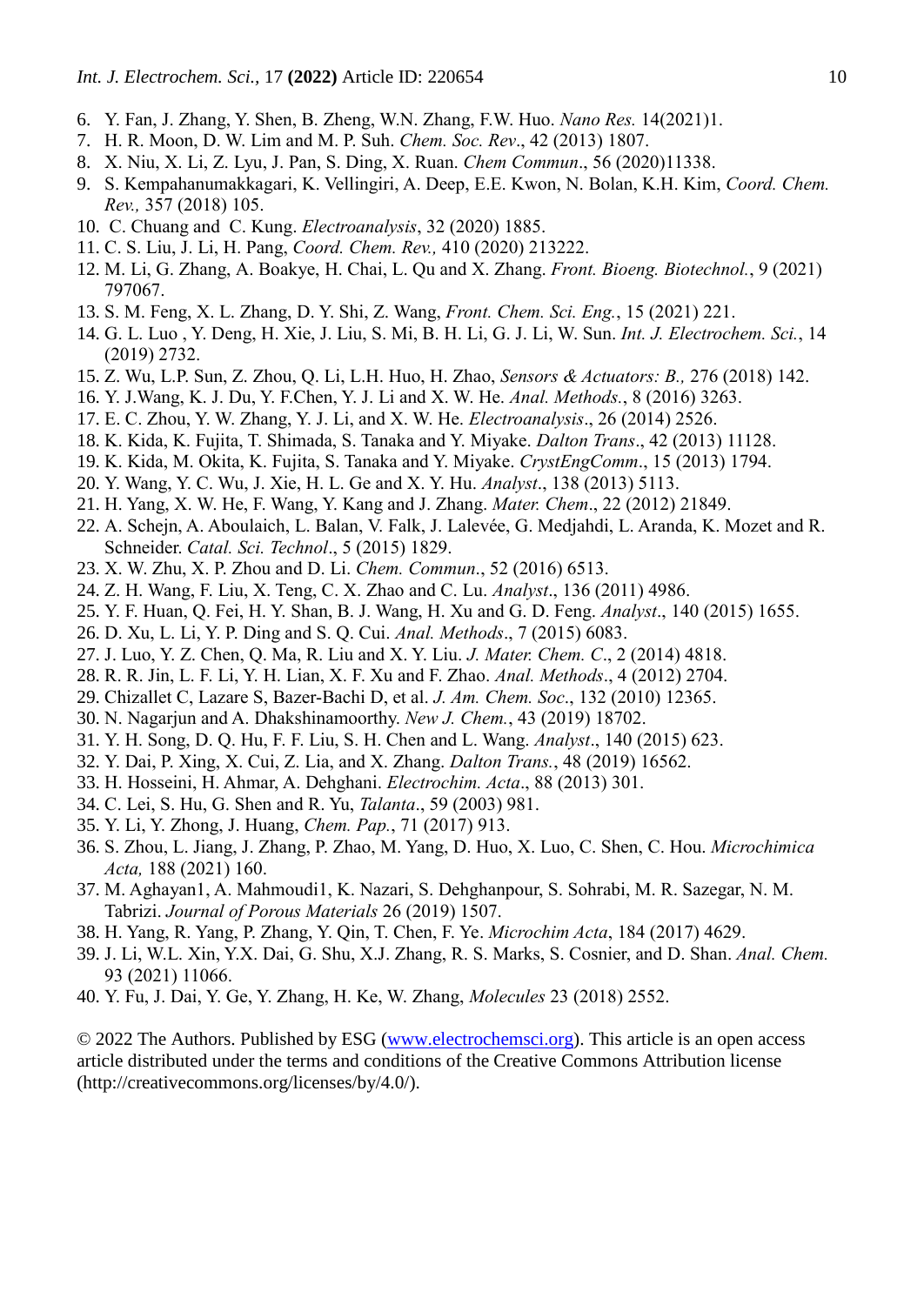6. Y. Fan, J. Zhang, Y. Shen, B. Zheng, W.N. Zhang, F.W. Huo. *Nano Res.* 14(2021)1.
7. H. R. Moon, D. W. Lim and M. P. Suh. *Chem. Soc. Rev*., 42 (2013) 1807.
8. X. Niu, X. Li, Z. Lyu, J. Pan, S. Ding, X. Ruan. *Chem Commun*., 56 (2020)11338.
9. S. Kempahanumakkagari, K. Vellingiri, A. Deep, E.E. Kwon, N. Bolan, K.H. Kim, *Coord. Chem. Rev.,* 357 (2018) 105.
10. C. Chuang and C. Kung. *Electroanalysis*, 32 (2020) 1885.
11. C. S. Liu, J. Li, H. Pang, *Coord. Chem. Rev.,* 410 (2020) 213222.
12. M. Li, G. Zhang, A. Boakye, H. Chai, L. Qu and X. Zhang. *Front. Bioeng. Biotechnol.*, 9 (2021) 797067.
13. S. M. Feng, X. L. Zhang, D. Y. Shi, Z. Wang, *Front. Chem. Sci. Eng.*, 15 (2021) 221.
14. G. L. Luo , Y. Deng, H. Xie, J. Liu, S. Mi, B. H. Li, G. J. Li, W. Sun. *Int. J. Electrochem. Sci.*, 14 (2019) 2732.
15. Z. Wu, L.P. Sun, Z. Zhou, Q. Li, L.H. Huo, H. Zhao, *Sensors & Actuators: B.,* 276 (2018) 142.
16. Y. J.Wang, K. J. Du, Y. F.Chen, Y. J. Li and X. W. He. *Anal. Methods.*, 8 (2016) 3263.
17. E. C. Zhou, Y. W. Zhang, Y. J. Li, and X. W. He. *Electroanalysis*., 26 (2014) 2526.
18. K. Kida, K. Fujita, T. Shimada, S. Tanaka and Y. Miyake. *Dalton Trans*., 42 (2013) 11128.
19. K. Kida, M. Okita, K. Fujita, S. Tanaka and Y. Miyake. *CrystEngComm*., 15 (2013) 1794.
20. Y. Wang, Y. C. Wu, J. Xie, H. L. Ge and X. Y. Hu. *Analyst*., 138 (2013) 5113.
21. H. Yang, X. W. He, F. Wang, Y. Kang and J. Zhang. *Mater. Chem*., 22 (2012) 21849.
22. A. Schejn, A. Aboulaich, L. Balan, V. Falk, J. Lalevée, G. Medjahdi, L. Aranda, K. Mozet and R. Schneider. *Catal. Sci. Technol*., 5 (2015) 1829.
23. X. W. Zhu, X. P. Zhou and D. Li. *Chem. Commun*., 52 (2016) 6513.
24. Z. H. Wang, F. Liu, X. Teng, C. X. Zhao and C. Lu. *Analyst*., 136 (2011) 4986.
25. Y. F. Huan, Q. Fei, H. Y. Shan, B. J. Wang, H. Xu and G. D. Feng. *Analyst*., 140 (2015) 1655.
26. D. Xu, L. Li, Y. P. Ding and S. Q. Cui. *Anal. Methods*., 7 (2015) 6083.
27. J. Luo, Y. Z. Chen, Q. Ma, R. Liu and X. Y. Liu. *J. Mater. Chem. C*., 2 (2014) 4818.
28. R. R. Jin, L. F. Li, Y. H. Lian, X. F. Xu and F. Zhao. *Anal. Methods*., 4 (2012) 2704.
29. Chizallet C, Lazare S, Bazer-Bachi D, et al. *J. Am. Chem. Soc*., 132 (2010) 12365.
30. N. Nagarjun and A. Dhakshinamoorthy. *New J. Chem.*, 43 (2019) 18702.
31. Y. H. Song, D. Q. Hu, F. F. Liu, S. H. Chen and L. Wang. *Analyst*., 140 (2015) 623.
32. Y. Dai, P. Xing, X. Cui, Z. Lia, and X. Zhang. *Dalton Trans.*, 48 (2019) 16562.
33. H. Hosseini, H. Ahmar, A. Dehghani. *Electrochim. Acta*., 88 (2013) 301.
34. C. Lei, S. Hu, G. Shen and R. Yu, *Talanta*., 59 (2003) 981.
35. Y. Li, Y. Zhong, J. Huang, *Chem. Pap.*, 71 (2017) 913.
36. S. Zhou, L. Jiang, J. Zhang, P. Zhao, M. Yang, D. Huo, X. Luo, C. Shen, C. Hou. *Microchimica Acta,* 188 (2021) 160.
37. M. Aghayan1, A. Mahmoudi1, K. Nazari, S. Dehghanpour, S. Sohrabi, M. R. Sazegar, N. M. Tabrizi. *Journal of Porous Materials* 26 (2019) 1507.
38. H. Yang, R. Yang, P. Zhang, Y. Qin, T. Chen, F. Ye. *Microchim Acta*, 184 (2017) 4629.
39. J. Li, W.L. Xin, Y.X. Dai, G. Shu, X.J. Zhang, R. S. Marks, S. Cosnier, and D. Shan. *Anal. Chem.* 93 (2021) 11066.
40. Y. Fu, J. Dai, Y. Ge, Y. Zhang, H. Ke, W. Zhang, *Molecules* 23 (2018) 2552.

© 2022 The Authors. Published by ESG (www.electrochemsci.org). This article is an open access article distributed under the terms and conditions of the Creative Commons Attribution license (http://creativecommons.org/licenses/by/4.0/).